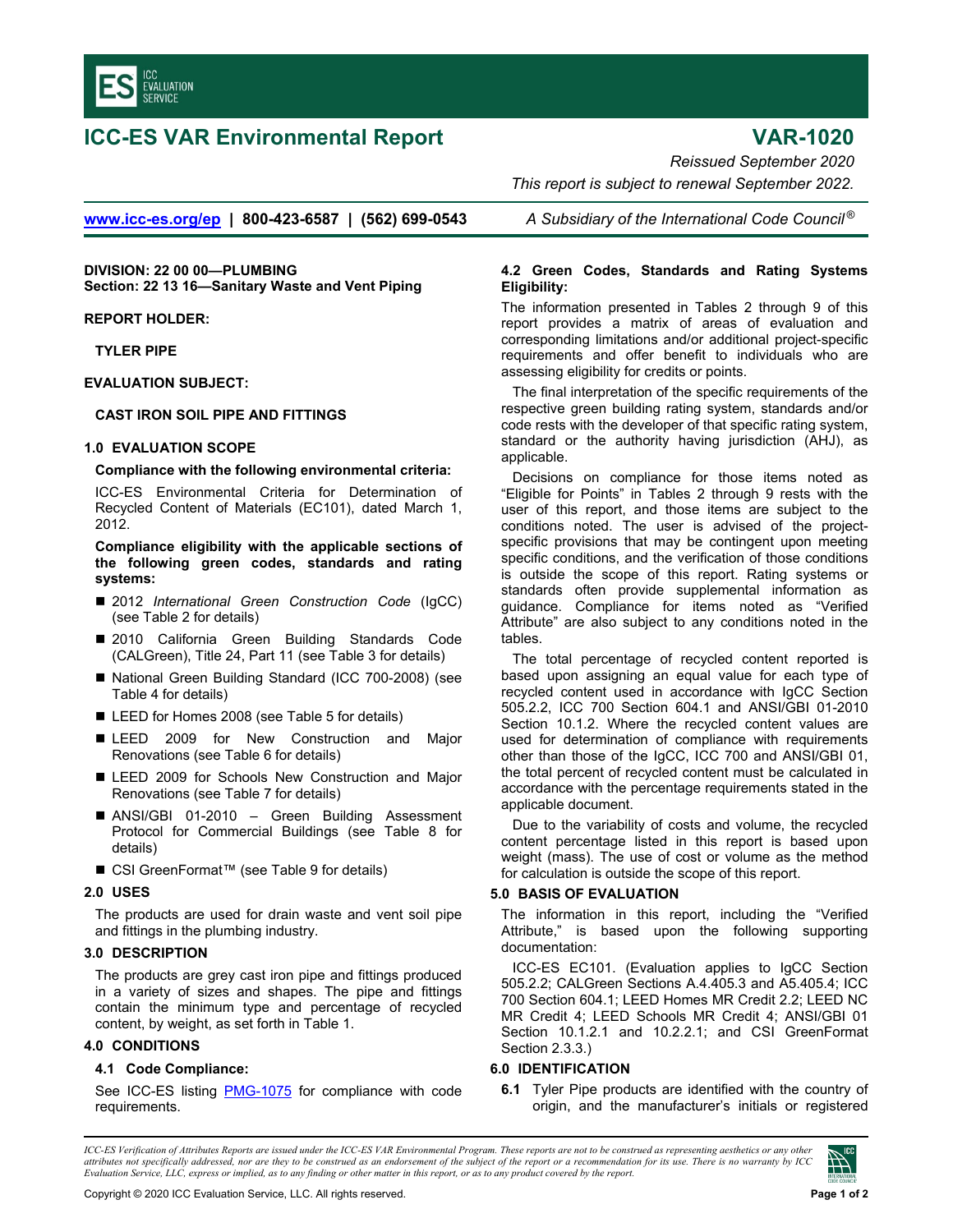# ICC-ES VAR Environmental Report

# VAR-1020

*Reissued September 2020*

*This report is subject to renewal September 2022.*

www.icc-es.org/ep | 800-423-6587 | (562) 699-0543 *A Subsidiary of the International Code Council®*

**DIVISION: 22 00 00—PLUMBING**
**Section: 22 13 16—Sanitary Waste and Vent Piping**

**REPORT HOLDER:**

**TYLER PIPE**

**EVALUATION SUBJECT:**

**CAST IRON SOIL PIPE AND FITTINGS**

## 1.0 EVALUATION SCOPE

**Compliance with the following environmental criteria:**

ICC-ES Environmental Criteria for Determination of Recycled Content of Materials (EC101), dated March 1, 2012.

**Compliance eligibility with the applicable sections of the following green codes, standards and rating systems:**

- 2012 *International Green Construction Code* (IgCC) (see Table 2 for details)
- 2010 California Green Building Standards Code (CALGreen), Title 24, Part 11 (see Table 3 for details)
- National Green Building Standard (ICC 700-2008) (see Table 4 for details)
- LEED for Homes 2008 (see Table 5 for details)
- LEED 2009 for New Construction and Major Renovations (see Table 6 for details)
- LEED 2009 for Schools New Construction and Major Renovations (see Table 7 for details)
- ANSI/GBI 01-2010 – Green Building Assessment Protocol for Commercial Buildings (see Table 8 for details)
- CSI GreenFormat™ (see Table 9 for details)

## 2.0 USES

The products are used for drain waste and vent soil pipe and fittings in the plumbing industry.

## 3.0 DESCRIPTION

The products are grey cast iron pipe and fittings produced in a variety of sizes and shapes. The pipe and fittings contain the minimum type and percentage of recycled content, by weight, as set forth in Table 1.

## 4.0 CONDITIONS

### 4.1 Code Compliance:

See ICC-ES listing PMG-1075 for compliance with code requirements.

### 4.2 Green Codes, Standards and Rating Systems Eligibility:

The information presented in Tables 2 through 9 of this report provides a matrix of areas of evaluation and corresponding limitations and/or additional project-specific requirements and offer benefit to individuals who are assessing eligibility for credits or points.

The final interpretation of the specific requirements of the respective green building rating system, standards and/or code rests with the developer of that specific rating system, standard or the authority having jurisdiction (AHJ), as applicable.

Decisions on compliance for those items noted as "Eligible for Points" in Tables 2 through 9 rests with the user of this report, and those items are subject to the conditions noted. The user is advised of the project-specific provisions that may be contingent upon meeting specific conditions, and the verification of those conditions is outside the scope of this report. Rating systems or standards often provide supplemental information as guidance. Compliance for items noted as "Verified Attribute" are also subject to any conditions noted in the tables.

The total percentage of recycled content reported is based upon assigning an equal value for each type of recycled content used in accordance with IgCC Section 505.2.2, ICC 700 Section 604.1 and ANSI/GBI 01-2010 Section 10.1.2. Where the recycled content values are used for determination of compliance with requirements other than those of the IgCC, ICC 700 and ANSI/GBI 01, the total percent of recycled content must be calculated in accordance with the percentage requirements stated in the applicable document.

Due to the variability of costs and volume, the recycled content percentage listed in this report is based upon weight (mass). The use of cost or volume as the method for calculation is outside the scope of this report.

## 5.0 BASIS OF EVALUATION

The information in this report, including the "Verified Attribute," is based upon the following supporting documentation:

ICC-ES EC101. (Evaluation applies to IgCC Section 505.2.2; CALGreen Sections A.4.405.3 and A5.405.4; ICC 700 Section 604.1; LEED Homes MR Credit 2.2; LEED NC MR Credit 4; LEED Schools MR Credit 4; ANSI/GBI 01 Section 10.1.2.1 and 10.2.2.1; and CSI GreenFormat Section 2.3.3.)

## 6.0 IDENTIFICATION

**6.1** Tyler Pipe products are identified with the country of origin, and the manufacturer's initials or registered

*ICC-ES Verification of Attributes Reports are issued under the ICC-ES VAR Environmental Program. These reports are not to be construed as representing aesthetics or any other attributes not specifically addressed, nor are they to be construed as an endorsement of the subject of the report or a recommendation for its use. There is no warranty by ICC Evaluation Service, LLC, express or implied, as to any finding or other matter in this report, or as to any product covered by the report.*

Copyright © 2020 ICC Evaluation Service, LLC. All rights reserved.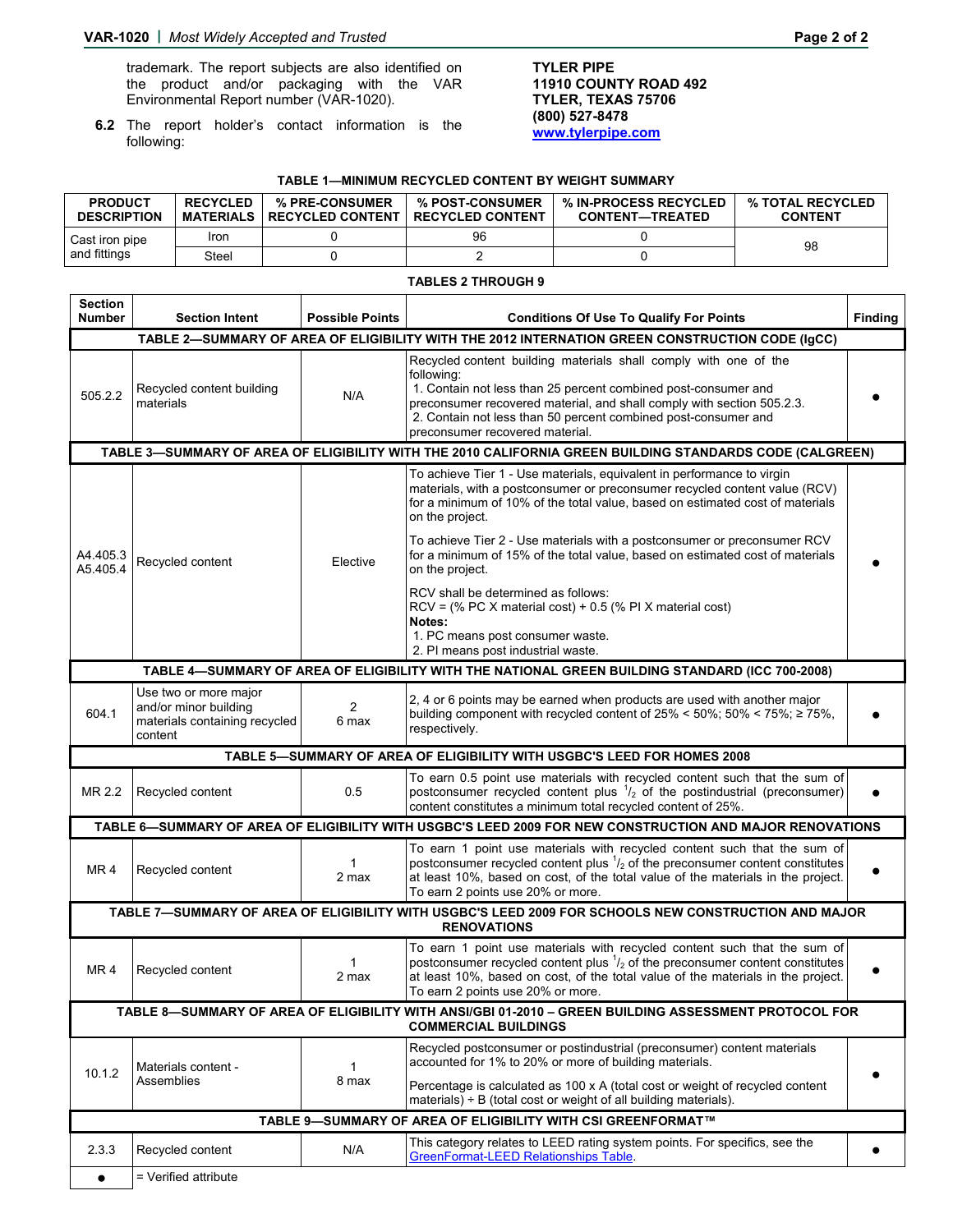trademark. The report subjects are also identified on the product and/or packaging with the VAR Environmental Report number (VAR-1020).

**6.2** The report holder's contact information is the following:

**TYLER PIPE**
**11910 COUNTY ROAD 492**
**TYLER, TEXAS 75706**
**(800) 527-8478**
**[www.tylerpipe.com](http://www.tylerpipe.com)**

**TABLE 1—MINIMUM RECYCLED CONTENT BY WEIGHT SUMMARY**

| PRODUCT DESCRIPTION | RECYCLED MATERIALS | % PRE-CONSUMER RECYCLED CONTENT | % POST-CONSUMER RECYCLED CONTENT | % IN-PROCESS RECYCLED CONTENT—TREATED | % TOTAL RECYCLED CONTENT |
|---|---|---|---|---|---|
| Cast iron pipe and fittings | Iron | 0 | 96 | 0 | 98 |
| | Steel | 0 | 2 | 0 | |

**TABLES 2 THROUGH 9**

| Section Number | Section Intent | Possible Points | Conditions Of Use To Qualify For Points | Finding |
|---|---|---|---|---|
| **TABLE 2—SUMMARY OF AREA OF ELIGIBILITY WITH THE 2012 INTERNATION GREEN CONSTRUCTION CODE (IgCC)** | | | | |
| 505.2.2 | Recycled content building materials | N/A | Recycled content building materials shall comply with one of the following:<br>1. Contain not less than 25 percent combined post-consumer and preconsumer recovered material, and shall comply with section 505.2.3.<br>2. Contain not less than 50 percent combined post-consumer and preconsumer recovered material. | ● |
| **TABLE 3—SUMMARY OF AREA OF ELIGIBILITY WITH THE 2010 CALIFORNIA GREEN BUILDING STANDARDS CODE (CALGREEN)** | | | | |
| A4.405.3<br>A5.405.4 | Recycled content | Elective | To achieve Tier 1 - Use materials, equivalent in performance to virgin materials, with a postconsumer or preconsumer recycled content value (RCV) for a minimum of 10% of the total value, based on estimated cost of materials on the project.<br><br>To achieve Tier 2 - Use materials with a postconsumer or preconsumer RCV for a minimum of 15% of the total value, based on estimated cost of materials on the project.<br><br>RCV shall be determined as follows:<br>RCV = (% PC X material cost) + 0.5 (% PI X material cost)<br>**Notes:**<br>1. PC means post consumer waste.<br>2. PI means post industrial waste. | ● |
| **TABLE 4—SUMMARY OF AREA OF ELIGIBILITY WITH THE NATIONAL GREEN BUILDING STANDARD (ICC 700-2008)** | | | | |
| 604.1 | Use two or more major and/or minor building materials containing recycled content | 2<br>6 max | 2, 4 or 6 points may be earned when products are used with another major building component with recycled content of 25% < 50%; 50% < 75%; ≥ 75%, respectively. | ● |
| **TABLE 5—SUMMARY OF AREA OF ELIGIBILITY WITH USGBC'S LEED FOR HOMES 2008** | | | | |
| MR 2.2 | Recycled content | 0.5 | To earn 0.5 point use materials with recycled content such that the sum of postconsumer recycled content plus 1/2 of the postindustrial (preconsumer) content constitutes a minimum total recycled content of 25%. | ● |
| **TABLE 6—SUMMARY OF AREA OF ELIGIBILITY WITH USGBC'S LEED 2009 FOR NEW CONSTRUCTION AND MAJOR RENOVATIONS** | | | | |
| MR 4 | Recycled content | 1<br>2 max | To earn 1 point use materials with recycled content such that the sum of postconsumer recycled content plus 1/2 of the preconsumer content constitutes at least 10%, based on cost, of the total value of the materials in the project. To earn 2 points use 20% or more. | ● |
| **TABLE 7—SUMMARY OF AREA OF ELIGIBILITY WITH USGBC'S LEED 2009 FOR SCHOOLS NEW CONSTRUCTION AND MAJOR RENOVATIONS** | | | | |
| MR 4 | Recycled content | 1<br>2 max | To earn 1 point use materials with recycled content such that the sum of postconsumer recycled content plus 1/2 of the preconsumer content constitutes at least 10%, based on cost, of the total value of the materials in the project. To earn 2 points use 20% or more. | ● |
| **TABLE 8—SUMMARY OF AREA OF ELIGIBILITY WITH ANSI/GBI 01-2010 – GREEN BUILDING ASSESSMENT PROTOCOL FOR COMMERCIAL BUILDINGS** | | | | |
| 10.1.2 | Materials content - Assemblies | 1<br>8 max | Recycled postconsumer or postindustrial (preconsumer) content materials accounted for 1% to 20% or more of building materials.<br><br>Percentage is calculated as 100 x A (total cost or weight of recycled content materials) ÷ B (total cost or weight of all building materials). | ● |
| **TABLE 9—SUMMARY OF AREA OF ELIGIBILITY WITH CSI GREENFORMAT™** | | | | |
| 2.3.3 | Recycled content | N/A | This category relates to LEED rating system points. For specifics, see the GreenFormat-LEED Relationships Table. | ● |

● = Verified attribute